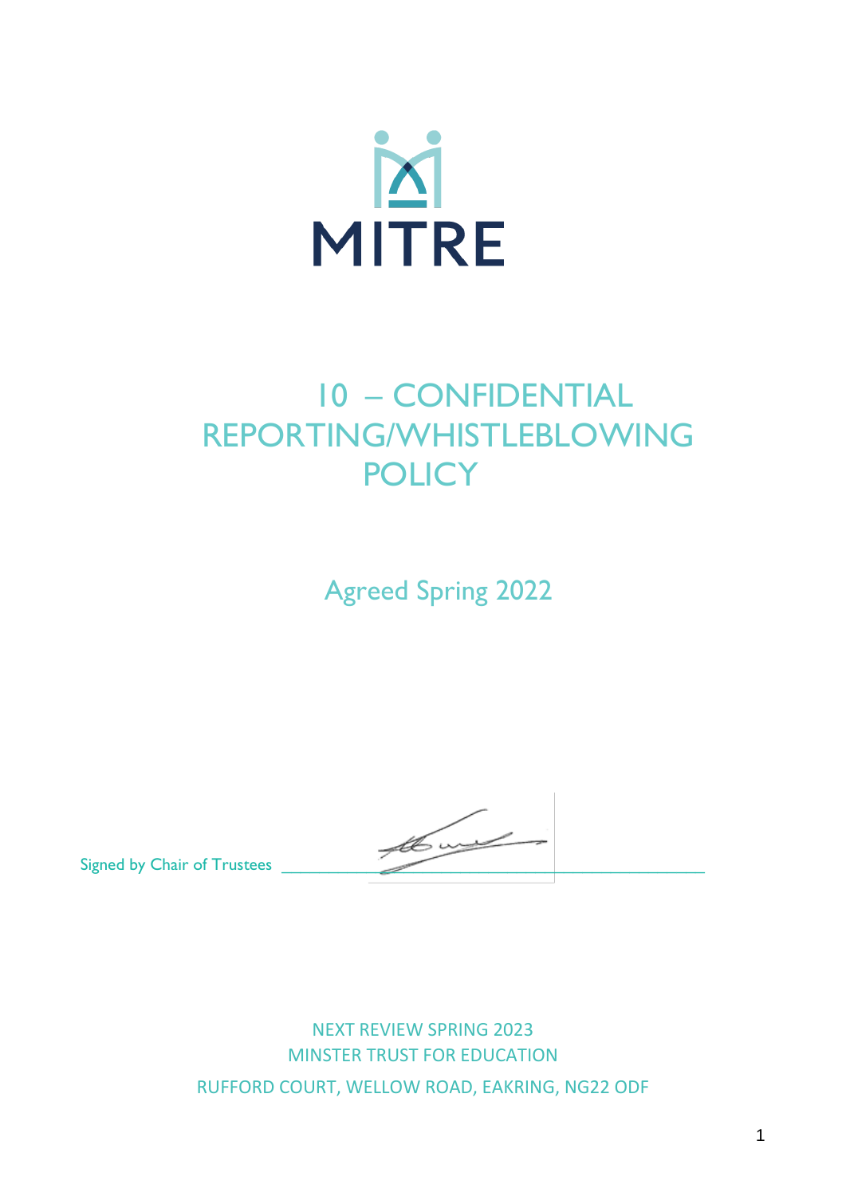MITRE

# 10 – CONFIDENTIAL REPORTING/WHISTLEBLOWING POLICY

Agreed Spring 2022

Signed by Chair of Trustees ____________________

NEXT REVIEW SPRING 2023
MINSTER TRUST FOR EDUCATION
RUFFORD COURT, WELLOW ROAD, EAKRING, NG22 ODF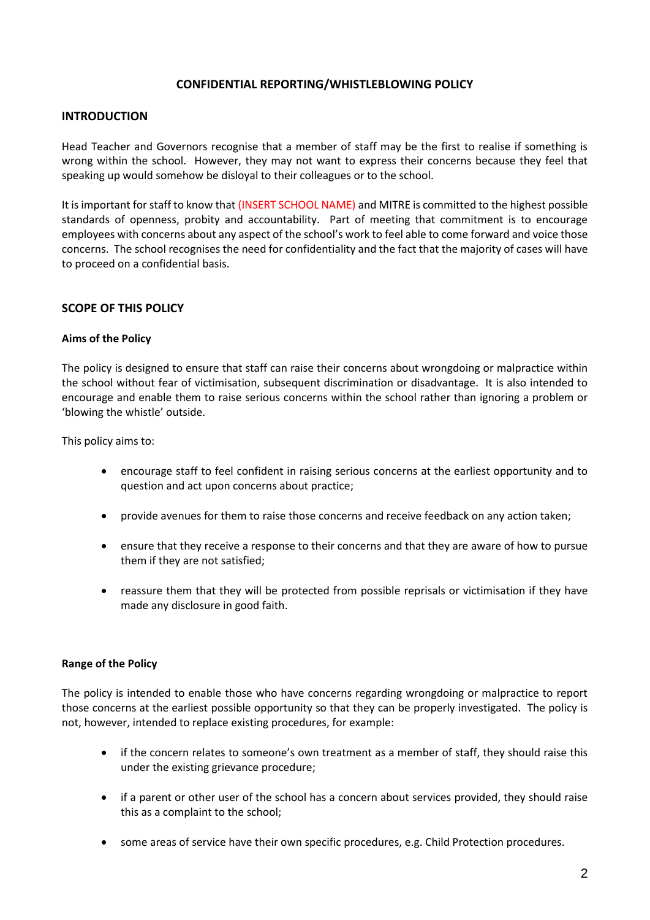# CONFIDENTIAL REPORTING/WHISTLEBLOWING POLICY

## INTRODUCTION

Head Teacher and Governors recognise that a member of staff may be the first to realise if something is wrong within the school. However, they may not want to express their concerns because they feel that speaking up would somehow be disloyal to their colleagues or to the school.

It is important for staff to know that (INSERT SCHOOL NAME) and MITRE is committed to the highest possible standards of openness, probity and accountability. Part of meeting that commitment is to encourage employees with concerns about any aspect of the school's work to feel able to come forward and voice those concerns. The school recognises the need for confidentiality and the fact that the majority of cases will have to proceed on a confidential basis.

## SCOPE OF THIS POLICY

### Aims of the Policy

The policy is designed to ensure that staff can raise their concerns about wrongdoing or malpractice within the school without fear of victimisation, subsequent discrimination or disadvantage. It is also intended to encourage and enable them to raise serious concerns within the school rather than ignoring a problem or 'blowing the whistle' outside.

This policy aims to:

- encourage staff to feel confident in raising serious concerns at the earliest opportunity and to question and act upon concerns about practice;
- provide avenues for them to raise those concerns and receive feedback on any action taken;
- ensure that they receive a response to their concerns and that they are aware of how to pursue them if they are not satisfied;
- reassure them that they will be protected from possible reprisals or victimisation if they have made any disclosure in good faith.

### Range of the Policy

The policy is intended to enable those who have concerns regarding wrongdoing or malpractice to report those concerns at the earliest possible opportunity so that they can be properly investigated. The policy is not, however, intended to replace existing procedures, for example:

- if the concern relates to someone's own treatment as a member of staff, they should raise this under the existing grievance procedure;
- if a parent or other user of the school has a concern about services provided, they should raise this as a complaint to the school;
- some areas of service have their own specific procedures, e.g. Child Protection procedures.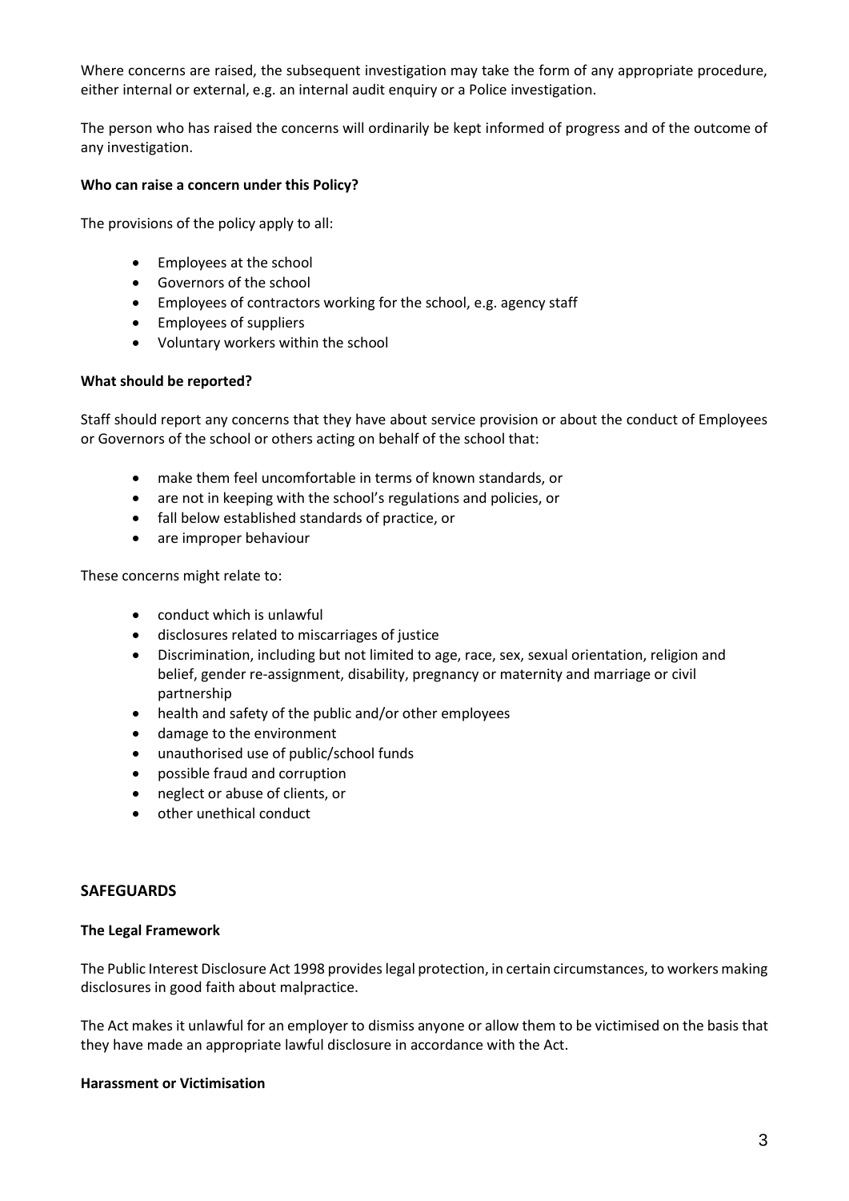Where concerns are raised, the subsequent investigation may take the form of any appropriate procedure, either internal or external, e.g. an internal audit enquiry or a Police investigation.

The person who has raised the concerns will ordinarily be kept informed of progress and of the outcome of any investigation.

**Who can raise a concern under this Policy?**

The provisions of the policy apply to all:

- Employees at the school
- Governors of the school
- Employees of contractors working for the school, e.g. agency staff
- Employees of suppliers
- Voluntary workers within the school

**What should be reported?**

Staff should report any concerns that they have about service provision or about the conduct of Employees or Governors of the school or others acting on behalf of the school that:

- make them feel uncomfortable in terms of known standards, or
- are not in keeping with the school's regulations and policies, or
- fall below established standards of practice, or
- are improper behaviour

These concerns might relate to:

- conduct which is unlawful
- disclosures related to miscarriages of justice
- Discrimination, including but not limited to age, race, sex, sexual orientation, religion and belief, gender re-assignment, disability, pregnancy or maternity and marriage or civil partnership
- health and safety of the public and/or other employees
- damage to the environment
- unauthorised use of public/school funds
- possible fraud and corruption
- neglect or abuse of clients, or
- other unethical conduct

## SAFEGUARDS

**The Legal Framework**

The Public Interest Disclosure Act 1998 provides legal protection, in certain circumstances, to workers making disclosures in good faith about malpractice.

The Act makes it unlawful for an employer to dismiss anyone or allow them to be victimised on the basis that they have made an appropriate lawful disclosure in accordance with the Act.

**Harassment or Victimisation**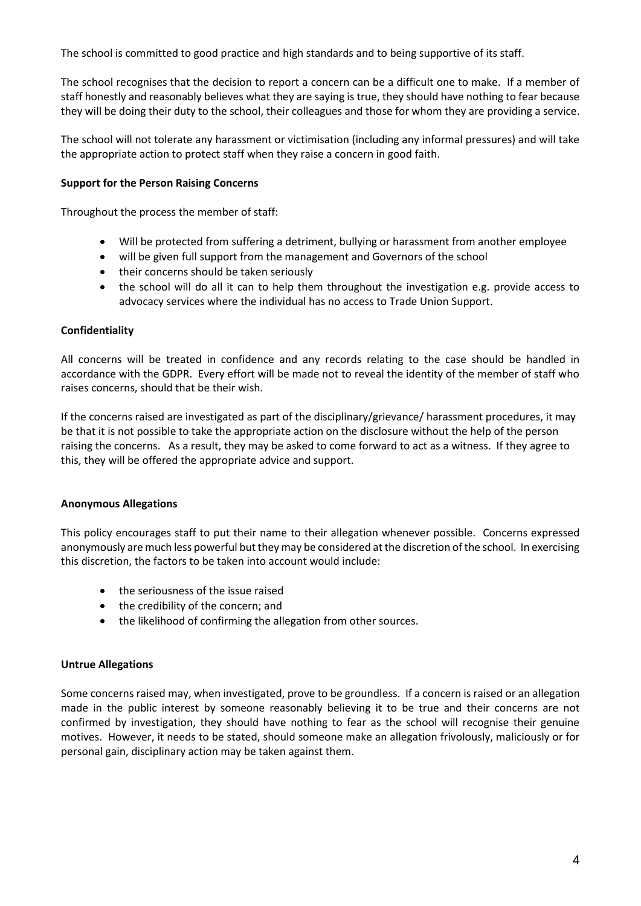The school is committed to good practice and high standards and to being supportive of its staff.

The school recognises that the decision to report a concern can be a difficult one to make. If a member of staff honestly and reasonably believes what they are saying is true, they should have nothing to fear because they will be doing their duty to the school, their colleagues and those for whom they are providing a service.

The school will not tolerate any harassment or victimisation (including any informal pressures) and will take the appropriate action to protect staff when they raise a concern in good faith.

**Support for the Person Raising Concerns**

Throughout the process the member of staff:

- Will be protected from suffering a detriment, bullying or harassment from another employee
- will be given full support from the management and Governors of the school
- their concerns should be taken seriously
- the school will do all it can to help them throughout the investigation e.g. provide access to advocacy services where the individual has no access to Trade Union Support.

**Confidentiality**

All concerns will be treated in confidence and any records relating to the case should be handled in accordance with the GDPR. Every effort will be made not to reveal the identity of the member of staff who raises concerns, should that be their wish.

If the concerns raised are investigated as part of the disciplinary/grievance/ harassment procedures, it may be that it is not possible to take the appropriate action on the disclosure without the help of the person raising the concerns. As a result, they may be asked to come forward to act as a witness. If they agree to this, they will be offered the appropriate advice and support.

**Anonymous Allegations**

This policy encourages staff to put their name to their allegation whenever possible. Concerns expressed anonymously are much less powerful but they may be considered at the discretion of the school. In exercising this discretion, the factors to be taken into account would include:

- the seriousness of the issue raised
- the credibility of the concern; and
- the likelihood of confirming the allegation from other sources.

**Untrue Allegations**

Some concerns raised may, when investigated, prove to be groundless. If a concern is raised or an allegation made in the public interest by someone reasonably believing it to be true and their concerns are not confirmed by investigation, they should have nothing to fear as the school will recognise their genuine motives. However, it needs to be stated, should someone make an allegation frivolously, maliciously or for personal gain, disciplinary action may be taken against them.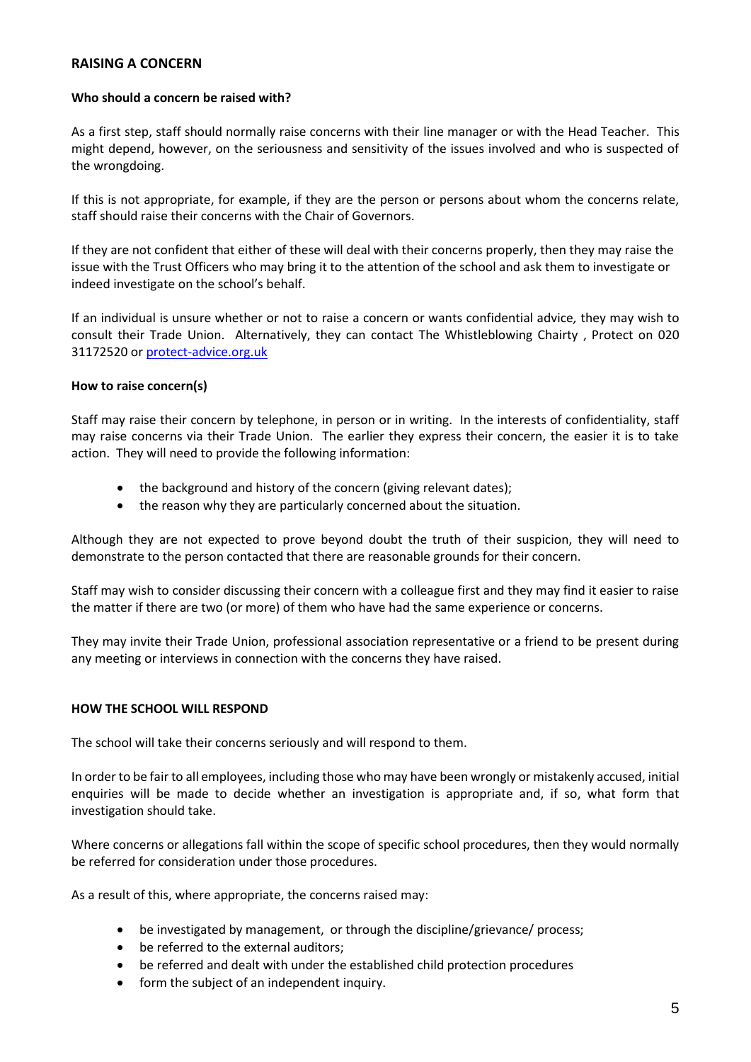## RAISING A CONCERN

**Who should a concern be raised with?**

As a first step, staff should normally raise concerns with their line manager or with the Head Teacher. This might depend, however, on the seriousness and sensitivity of the issues involved and who is suspected of the wrongdoing.

If this is not appropriate, for example, if they are the person or persons about whom the concerns relate, staff should raise their concerns with the Chair of Governors.

If they are not confident that either of these will deal with their concerns properly, then they may raise the issue with the Trust Officers who may bring it to the attention of the school and ask them to investigate or indeed investigate on the school's behalf.

If an individual is unsure whether or not to raise a concern or wants confidential advice, they may wish to consult their Trade Union. Alternatively, they can contact The Whistleblowing Chairty , Protect on 020 31172520 or [protect-advice.org.uk](protect-advice.org.uk)

**How to raise concern(s)**

Staff may raise their concern by telephone, in person or in writing. In the interests of confidentiality, staff may raise concerns via their Trade Union. The earlier they express their concern, the easier it is to take action. They will need to provide the following information:

- the background and history of the concern (giving relevant dates);
- the reason why they are particularly concerned about the situation.

Although they are not expected to prove beyond doubt the truth of their suspicion, they will need to demonstrate to the person contacted that there are reasonable grounds for their concern.

Staff may wish to consider discussing their concern with a colleague first and they may find it easier to raise the matter if there are two (or more) of them who have had the same experience or concerns.

They may invite their Trade Union, professional association representative or a friend to be present during any meeting or interviews in connection with the concerns they have raised.

## HOW THE SCHOOL WILL RESPOND

The school will take their concerns seriously and will respond to them.

In order to be fair to all employees, including those who may have been wrongly or mistakenly accused, initial enquiries will be made to decide whether an investigation is appropriate and, if so, what form that investigation should take.

Where concerns or allegations fall within the scope of specific school procedures, then they would normally be referred for consideration under those procedures.

As a result of this, where appropriate, the concerns raised may:

- be investigated by management, or through the discipline/grievance/ process;
- be referred to the external auditors;
- be referred and dealt with under the established child protection procedures
- form the subject of an independent inquiry.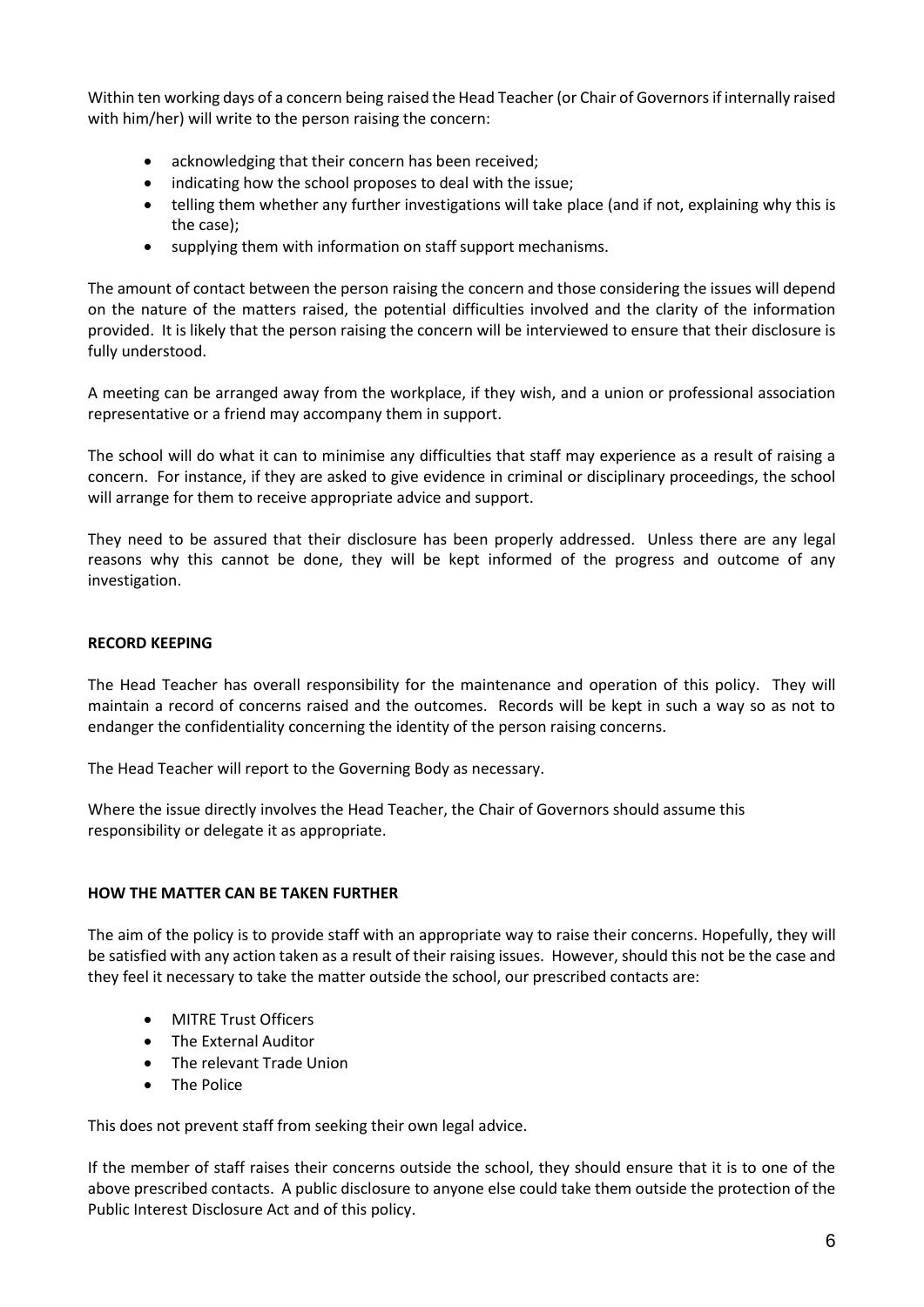Within ten working days of a concern being raised the Head Teacher (or Chair of Governors if internally raised with him/her) will write to the person raising the concern:

- acknowledging that their concern has been received;
- indicating how the school proposes to deal with the issue;
- telling them whether any further investigations will take place (and if not, explaining why this is the case);
- supplying them with information on staff support mechanisms.

The amount of contact between the person raising the concern and those considering the issues will depend on the nature of the matters raised, the potential difficulties involved and the clarity of the information provided. It is likely that the person raising the concern will be interviewed to ensure that their disclosure is fully understood.

A meeting can be arranged away from the workplace, if they wish, and a union or professional association representative or a friend may accompany them in support.

The school will do what it can to minimise any difficulties that staff may experience as a result of raising a concern. For instance, if they are asked to give evidence in criminal or disciplinary proceedings, the school will arrange for them to receive appropriate advice and support.

They need to be assured that their disclosure has been properly addressed. Unless there are any legal reasons why this cannot be done, they will be kept informed of the progress and outcome of any investigation.

**RECORD KEEPING**

The Head Teacher has overall responsibility for the maintenance and operation of this policy. They will maintain a record of concerns raised and the outcomes. Records will be kept in such a way so as not to endanger the confidentiality concerning the identity of the person raising concerns.

The Head Teacher will report to the Governing Body as necessary.

Where the issue directly involves the Head Teacher, the Chair of Governors should assume this responsibility or delegate it as appropriate.

**HOW THE MATTER CAN BE TAKEN FURTHER**

The aim of the policy is to provide staff with an appropriate way to raise their concerns. Hopefully, they will be satisfied with any action taken as a result of their raising issues. However, should this not be the case and they feel it necessary to take the matter outside the school, our prescribed contacts are:

- MITRE Trust Officers
- The External Auditor
- The relevant Trade Union
- The Police

This does not prevent staff from seeking their own legal advice.

If the member of staff raises their concerns outside the school, they should ensure that it is to one of the above prescribed contacts. A public disclosure to anyone else could take them outside the protection of the Public Interest Disclosure Act and of this policy.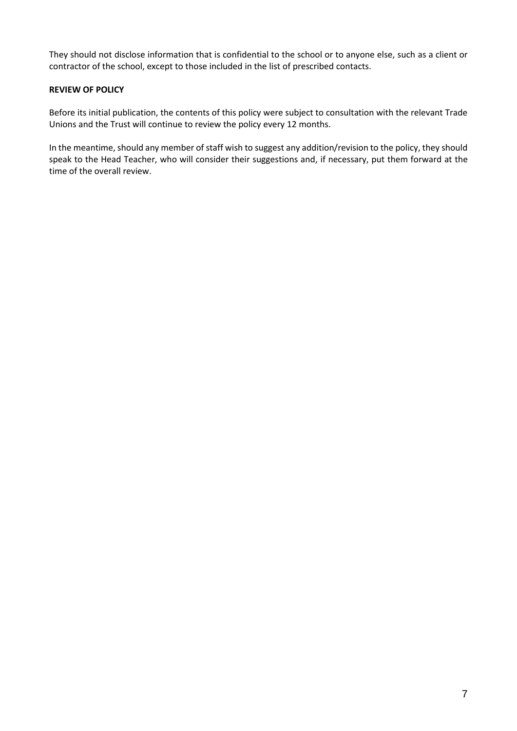They should not disclose information that is confidential to the school or to anyone else, such as a client or contractor of the school, except to those included in the list of prescribed contacts.

**REVIEW OF POLICY**

Before its initial publication, the contents of this policy were subject to consultation with the relevant Trade Unions and the Trust will continue to review the policy every 12 months.

In the meantime, should any member of staff wish to suggest any addition/revision to the policy, they should speak to the Head Teacher, who will consider their suggestions and, if necessary, put them forward at the time of the overall review.